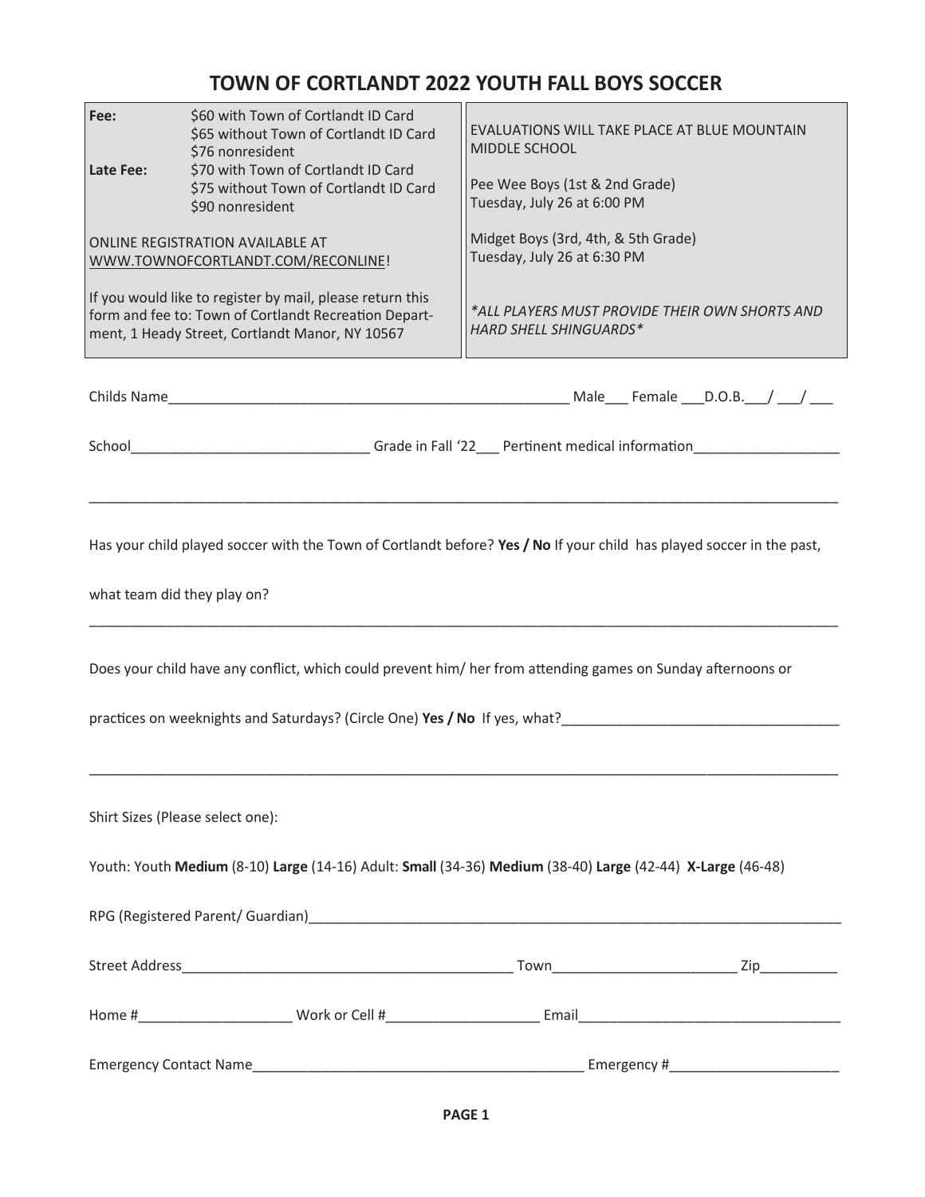# TOWN OF CORTLANDT 2022 YOUTH FALL BOYS SOCCER

| | |
|---|---|
| **Fee:** $60 with Town of Cortlandt ID Card<br>$65 without Town of Cortlandt ID Card<br>$76 nonresident<br>**Late Fee:** $70 with Town of Cortlandt ID Card<br>$75 without Town of Cortlandt ID Card<br>$90 nonresident<br><br>ONLINE REGISTRATION AVAILABLE AT WWW.TOWNOFCORTLANDT.COM/RECONLINE!<br><br>If you would like to register by mail, please return this form and fee to: Town of Cortlandt Recreation Department, 1 Heady Street, Cortlandt Manor, NY 10567 | EVALUATIONS WILL TAKE PLACE AT BLUE MOUNTAIN MIDDLE SCHOOL<br><br>Pee Wee Boys (1st & 2nd Grade)<br>Tuesday, July 26 at 6:00 PM<br><br>Midget Boys (3rd, 4th, & 5th Grade)<br>Tuesday, July 26 at 6:30 PM<br><br>*\*ALL PLAYERS MUST PROVIDE THEIR OWN SHORTS AND HARD SHELL SHINGUARDS\** |

Childs Name______________________________________________________ Male___ Female ___D.O.B.___/ ___/ ___

School______________________________ Grade in Fall '22___ Pertinent medical information___________________

_____________________________________________________________________________________________________

Has your child played soccer with the Town of Cortlandt before? **Yes / No** If your child has played soccer in the past,

what team did they play on?

_____________________________________________________________________________________________________

Does your child have any conflict, which could prevent him/ her from attending games on Sunday afternoons or

practices on weeknights and Saturdays? (Circle One) **Yes / No** If yes, what?___________________________________

_____________________________________________________________________________________________________

Shirt Sizes (Please select one):

Youth: Youth **Medium** (8-10) **Large** (14-16) Adult: **Small** (34-36) **Medium** (38-40) **Large** (42-44) **X-Large** (46-48)

RPG (Registered Parent/ Guardian)______________________________________________________________________

Street Address____________________________________________ Town________________________ Zip__________

Home #___________________ Work or Cell #___________________ Email__________________________________

Emergency Contact Name___________________________________________ Emergency #______________________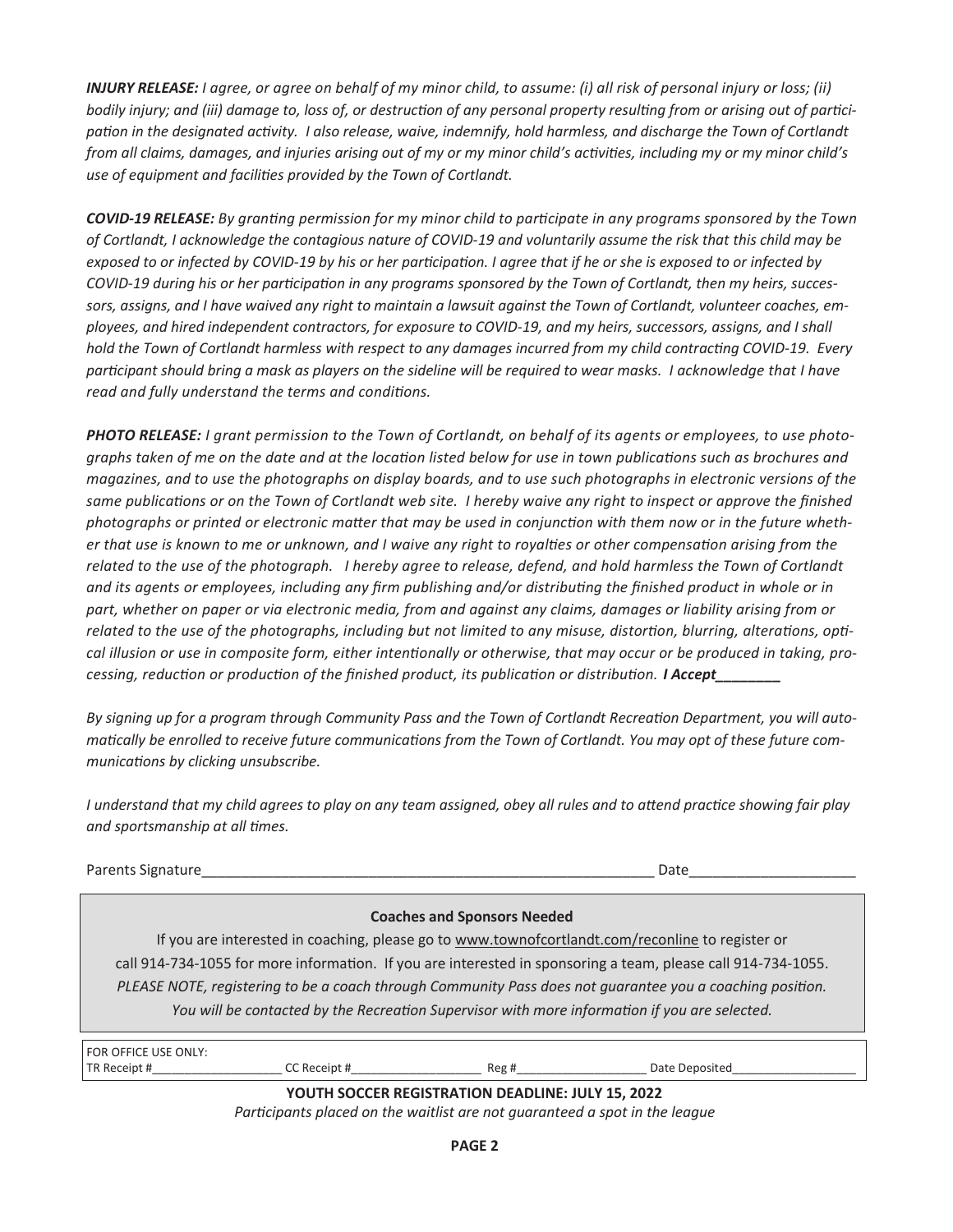***INJURY RELEASE:*** *I agree, or agree on behalf of my minor child, to assume: (i) all risk of personal injury or loss; (ii) bodily injury; and (iii) damage to, loss of, or destruction of any personal property resulting from or arising out of participation in the designated activity. I also release, waive, indemnify, hold harmless, and discharge the Town of Cortlandt from all claims, damages, and injuries arising out of my or my minor child's activities, including my or my minor child's use of equipment and facilities provided by the Town of Cortlandt.*

***COVID-19 RELEASE:*** *By granting permission for my minor child to participate in any programs sponsored by the Town of Cortlandt, I acknowledge the contagious nature of COVID-19 and voluntarily assume the risk that this child may be exposed to or infected by COVID-19 by his or her participation. I agree that if he or she is exposed to or infected by COVID-19 during his or her participation in any programs sponsored by the Town of Cortlandt, then my heirs, successors, assigns, and I have waived any right to maintain a lawsuit against the Town of Cortlandt, volunteer coaches, employees, and hired independent contractors, for exposure to COVID-19, and my heirs, successors, assigns, and I shall hold the Town of Cortlandt harmless with respect to any damages incurred from my child contracting COVID-19. Every participant should bring a mask as players on the sideline will be required to wear masks. I acknowledge that I have read and fully understand the terms and conditions.*

***PHOTO RELEASE:*** *I grant permission to the Town of Cortlandt, on behalf of its agents or employees, to use photographs taken of me on the date and at the location listed below for use in town publications such as brochures and magazines, and to use the photographs on display boards, and to use such photographs in electronic versions of the same publications or on the Town of Cortlandt web site. I hereby waive any right to inspect or approve the finished photographs or printed or electronic matter that may be used in conjunction with them now or in the future whether that use is known to me or unknown, and I waive any right to royalties or other compensation arising from the related to the use of the photograph. I hereby agree to release, defend, and hold harmless the Town of Cortlandt and its agents or employees, including any firm publishing and/or distributing the finished product in whole or in part, whether on paper or via electronic media, from and against any claims, damages or liability arising from or related to the use of the photographs, including but not limited to any misuse, distortion, blurring, alterations, optical illusion or use in composite form, either intentionally or otherwise, that may occur or be produced in taking, processing, reduction or production of the finished product, its publication or distribution.* ***I Accept________***

*By signing up for a program through Community Pass and the Town of Cortlandt Recreation Department, you will automatically be enrolled to receive future communications from the Town of Cortlandt. You may opt of these future communications by clicking unsubscribe.*

*I understand that my child agrees to play on any team assigned, obey all rules and to attend practice showing fair play and sportsmanship at all times.*

Parents Signature__________________________________________________________ Date____________________

**Coaches and Sponsors Needed**

If you are interested in coaching, please go to www.townofcortlandt.com/reconline to register or call 914-734-1055 for more information. If you are interested in sponsoring a team, please call 914-734-1055.

*PLEASE NOTE, registering to be a coach through Community Pass does not guarantee you a coaching position. You will be contacted by the Recreation Supervisor with more information if you are selected.*

FOR OFFICE USE ONLY:
TR Receipt #__________________ CC Receipt #__________________ Reg #__________________ Date Deposited__________________

**YOUTH SOCCER REGISTRATION DEADLINE: JULY 15, 2022**

*Participants placed on the waitlist are not guaranteed a spot in the league*